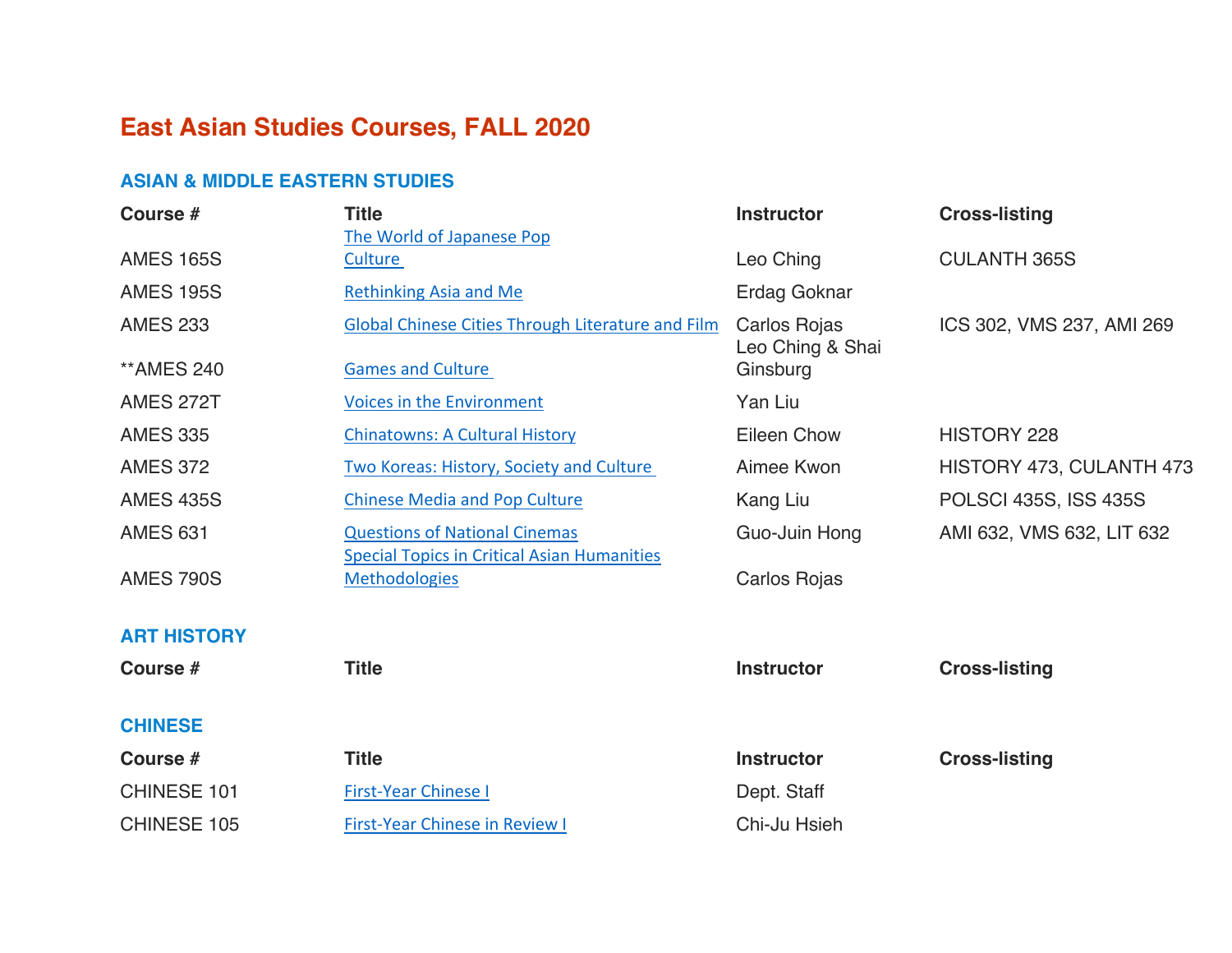# East Asian Studies Courses, FALL 2020

## ASIAN & MIDDLE EASTERN STUDIES

| Course # | Title | Instructor | Cross-listing |
| --- | --- | --- | --- |
| AMES 165S | The World of Japanese Pop Culture | Leo Ching | CULANTH 365S |
| AMES 195S | Rethinking Asia and Me | Erdag Goknar | |
| AMES 233 | Global Chinese Cities Through Literature and Film | Carlos Rojas | ICS 302, VMS 237, AMI 269 |
| **AMES 240 | Games and Culture | Leo Ching & Shai Ginsburg | |
| AMES 272T | Voices in the Environment | Yan Liu | |
| AMES 335 | Chinatowns: A Cultural History | Eileen Chow | HISTORY 228 |
| AMES 372 | Two Koreas: History, Society and Culture | Aimee Kwon | HISTORY 473, CULANTH 473 |
| AMES 435S | Chinese Media and Pop Culture | Kang Liu | POLSCI 435S, ISS 435S |
| AMES 631 | Questions of National Cinemas | Guo-Juin Hong | AMI 632, VMS 632, LIT 632 |
| AMES 790S | Special Topics in Critical Asian Humanities Methodologies | Carlos Rojas | |

## ART HISTORY

| Course # | Title | Instructor | Cross-listing |
| --- | --- | --- | --- |

## CHINESE

| Course # | Title | Instructor | Cross-listing |
| --- | --- | --- | --- |
| CHINESE 101 | First-Year Chinese I | Dept. Staff | |
| CHINESE 105 | First-Year Chinese in Review I | Chi-Ju Hsieh | |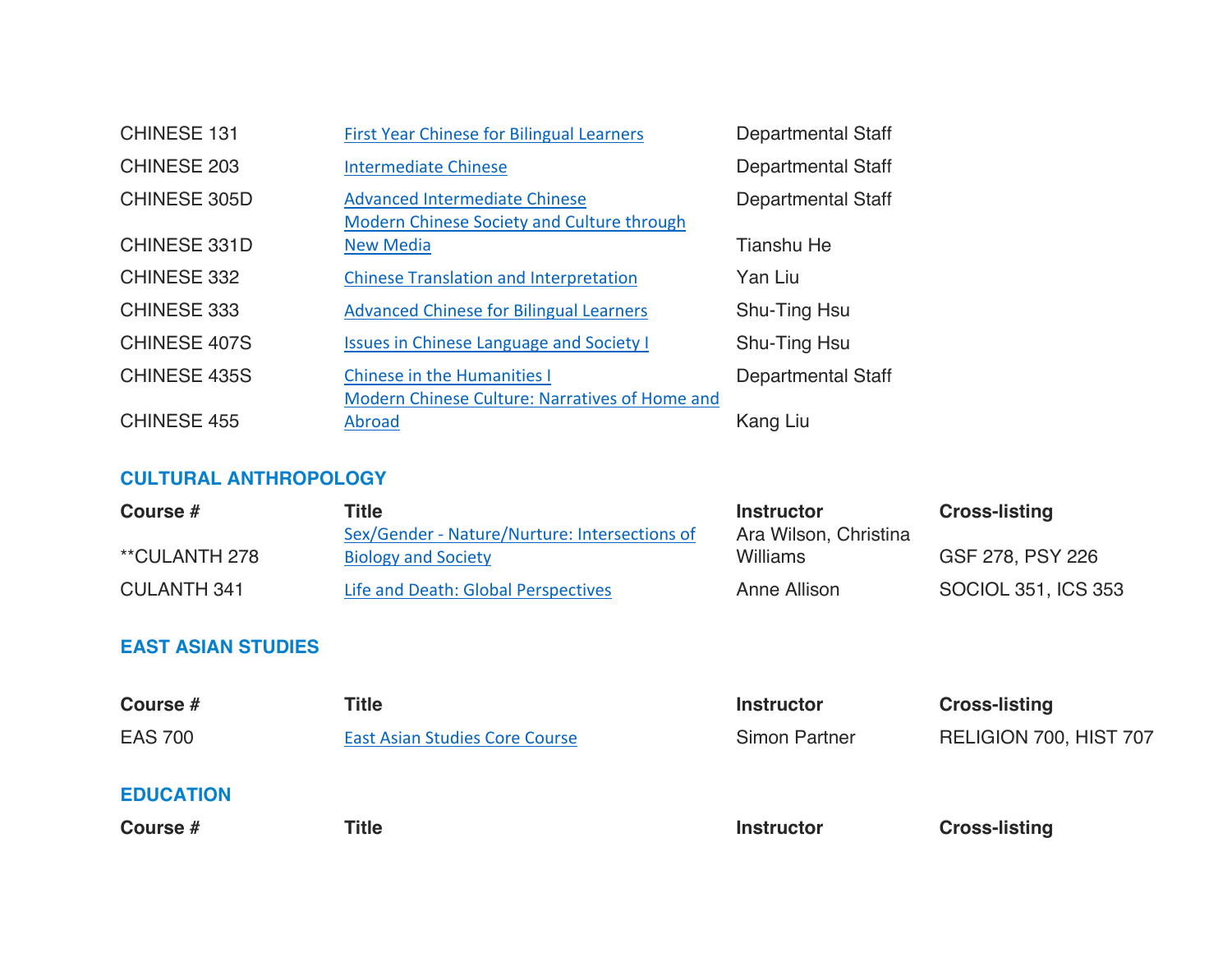| | | | |
|---|---|---|---|
| CHINESE 131 | First Year Chinese for Bilingual Learners | Departmental Staff | |
| CHINESE 203 | Intermediate Chinese | Departmental Staff | |
| CHINESE 305D | Advanced Intermediate Chinese | Departmental Staff | |
| CHINESE 331D | Modern Chinese Society and Culture through New Media | Tianshu He | |
| CHINESE 332 | Chinese Translation and Interpretation | Yan Liu | |
| CHINESE 333 | Advanced Chinese for Bilingual Learners | Shu-Ting Hsu | |
| CHINESE 407S | Issues in Chinese Language and Society I | Shu-Ting Hsu | |
| CHINESE 435S | Chinese in the Humanities I | Departmental Staff | |
| CHINESE 455 | Modern Chinese Culture: Narratives of Home and Abroad | Kang Liu | |

## CULTURAL ANTHROPOLOGY

| Course # | Title | Instructor | Cross-listing |
|---|---|---|---|
| **CULANTH 278 | Sex/Gender - Nature/Nurture: Intersections of Biology and Society | Ara Wilson, Christina Williams | GSF 278, PSY 226 |
| CULANTH 341 | Life and Death: Global Perspectives | Anne Allison | SOCIOL 351, ICS 353 |

## EAST ASIAN STUDIES

| Course # | Title | Instructor | Cross-listing |
|---|---|---|---|
| EAS 700 | East Asian Studies Core Course | Simon Partner | RELIGION 700, HIST 707 |

## EDUCATION

| Course # | Title | Instructor | Cross-listing |
|---|---|---|---|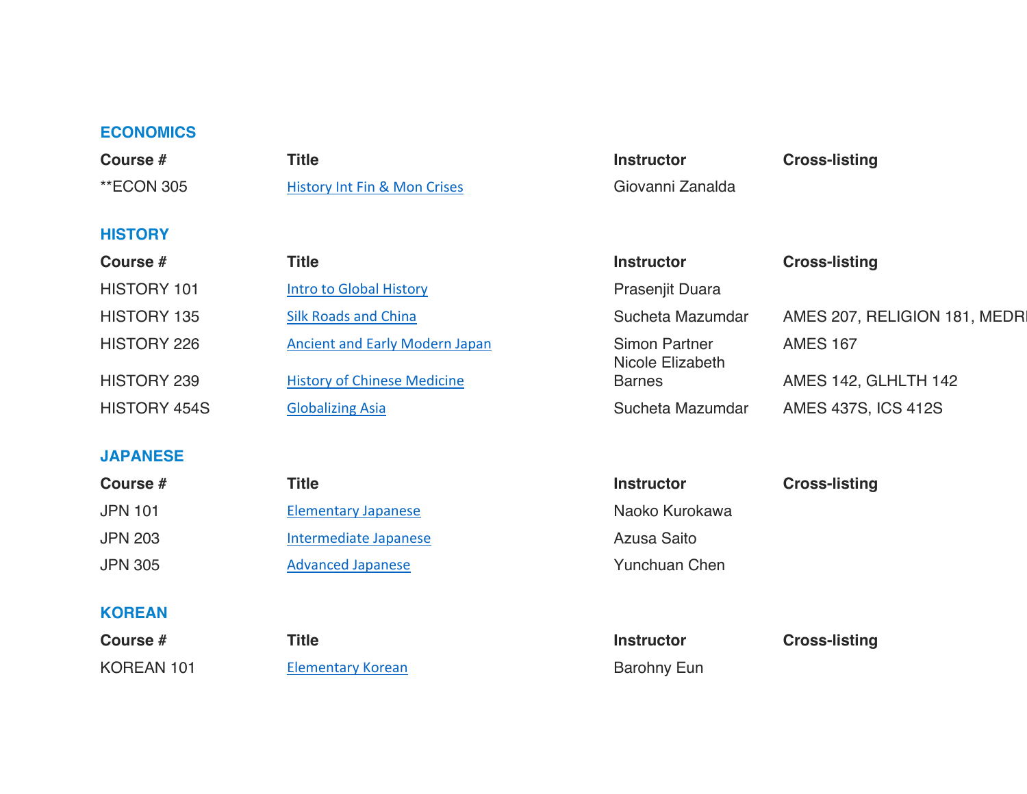## ECONOMICS

| Course # | Title | Instructor | Cross-listing |
|---|---|---|---|
| **ECON 305 | [History Int Fin & Mon Crises]() | Giovanni Zanalda | |

## HISTORY

| Course # | Title | Instructor | Cross-listing |
|---|---|---|---|
| HISTORY 101 | [Intro to Global History]() | Prasenjit Duara | |
| HISTORY 135 | [Silk Roads and China]() | Sucheta Mazumdar | AMES 207, RELIGION 181, MEDRI |
| HISTORY 226 | [Ancient and Early Modern Japan]() | Simon Partner | AMES 167 |
| HISTORY 239 | [History of Chinese Medicine]() | Nicole Elizabeth Barnes | AMES 142, GLHLTH 142 |
| HISTORY 454S | [Globalizing Asia]() | Sucheta Mazumdar | AMES 437S, ICS 412S |

## JAPANESE

| Course # | Title | Instructor | Cross-listing |
|---|---|---|---|
| JPN 101 | [Elementary Japanese]() | Naoko Kurokawa | |
| JPN 203 | [Intermediate Japanese]() | Azusa Saito | |
| JPN 305 | [Advanced Japanese]() | Yunchuan Chen | |

## KOREAN

| Course # | Title | Instructor | Cross-listing |
|---|---|---|---|
| KOREAN 101 | [Elementary Korean]() | Barohny Eun | |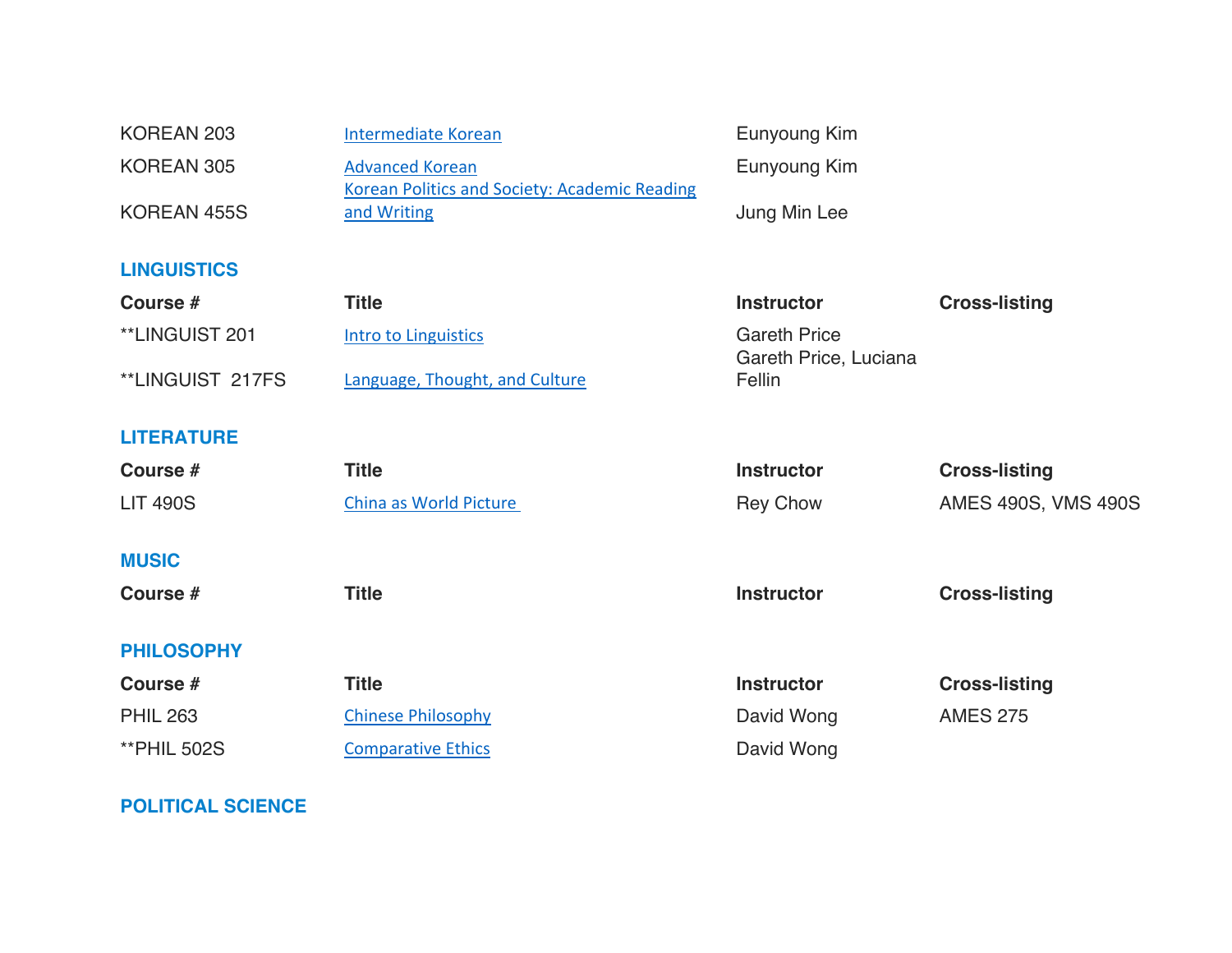| | | | |
|---|---|---|---|
| KOREAN 203 | Intermediate Korean | Eunyoung Kim | |
| KOREAN 305 | Advanced Korean | Eunyoung Kim | |
| KOREAN 455S | Korean Politics and Society: Academic Reading and Writing | Jung Min Lee | |

## LINGUISTICS

| Course # | Title | Instructor | Cross-listing |
|---|---|---|---|
| **LINGUIST 201 | Intro to Linguistics | Gareth Price | |
| **LINGUIST 217FS | Language, Thought, and Culture | Gareth Price, Luciana Fellin | |

## LITERATURE

| Course # | Title | Instructor | Cross-listing |
|---|---|---|---|
| LIT 490S | China as World Picture | Rey Chow | AMES 490S, VMS 490S |

## MUSIC

| Course # | Title | Instructor | Cross-listing |
|---|---|---|---|

## PHILOSOPHY

| Course # | Title | Instructor | Cross-listing |
|---|---|---|---|
| PHIL 263 | Chinese Philosophy | David Wong | AMES 275 |
| **PHIL 502S | Comparative Ethics | David Wong | |

## POLITICAL SCIENCE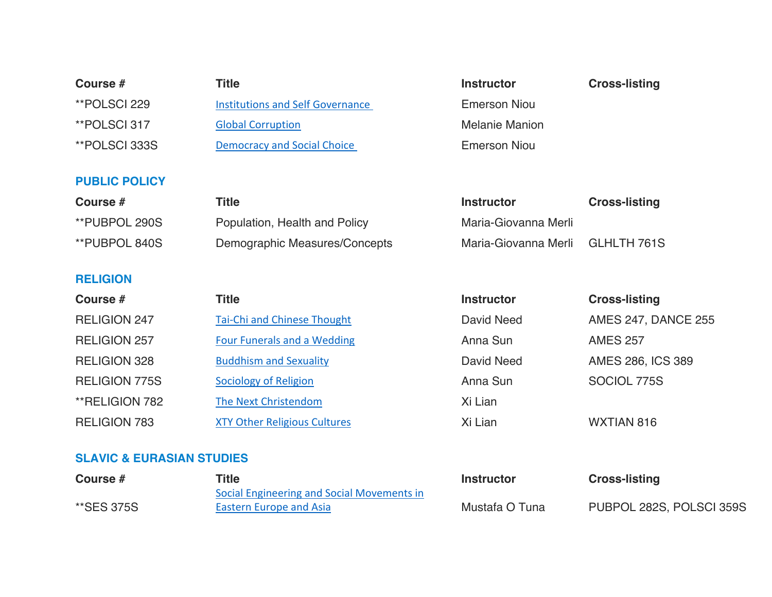| Course # | Title | Instructor | Cross-listing |
| --- | --- | --- | --- |
| **POLSCI 229 | Institutions and Self Governance | Emerson Niou | |
| **POLSCI 317 | Global Corruption | Melanie Manion | |
| **POLSCI 333S | Democracy and Social Choice | Emerson Niou | |

## PUBLIC POLICY

| Course # | Title | Instructor | Cross-listing |
| --- | --- | --- | --- |
| **PUBPOL 290S | Population, Health and Policy | Maria-Giovanna Merli | |
| **PUBPOL 840S | Demographic Measures/Concepts | Maria-Giovanna Merli | GLHLTH 761S |

## RELIGION

| Course # | Title | Instructor | Cross-listing |
| --- | --- | --- | --- |
| RELIGION 247 | Tai-Chi and Chinese Thought | David Need | AMES 247, DANCE 255 |
| RELIGION 257 | Four Funerals and a Wedding | Anna Sun | AMES 257 |
| RELIGION 328 | Buddhism and Sexuality | David Need | AMES 286, ICS 389 |
| RELIGION 775S | Sociology of Religion | Anna Sun | SOCIOL 775S |
| **RELIGION 782 | The Next Christendom | Xi Lian | |
| RELIGION 783 | XTY Other Religious Cultures | Xi Lian | WXTIAN 816 |

## SLAVIC & EURASIAN STUDIES

| Course # | Title | Instructor | Cross-listing |
| --- | --- | --- | --- |
| **SES 375S | Social Engineering and Social Movements in Eastern Europe and Asia | Mustafa O Tuna | PUBPOL 282S, POLSCI 359S |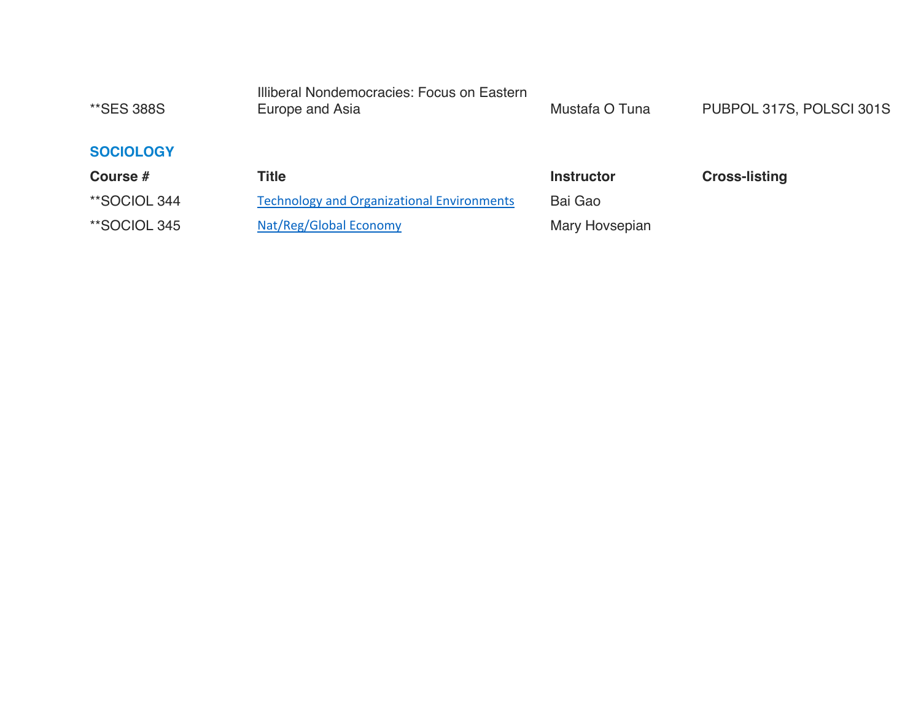| | | | |
|---|---|---|---|
| **SES 388S | Illiberal Nondemocracies: Focus on Eastern Europe and Asia | Mustafa O Tuna | PUBPOL 317S, POLSCI 301S |

### SOCIOLOGY

| Course # | Title | Instructor | Cross-listing |
|---|---|---|---|
| **SOCIOL 344 | Technology and Organizational Environments | Bai Gao | |
| **SOCIOL 345 | Nat/Reg/Global Economy | Mary Hovsepian | |